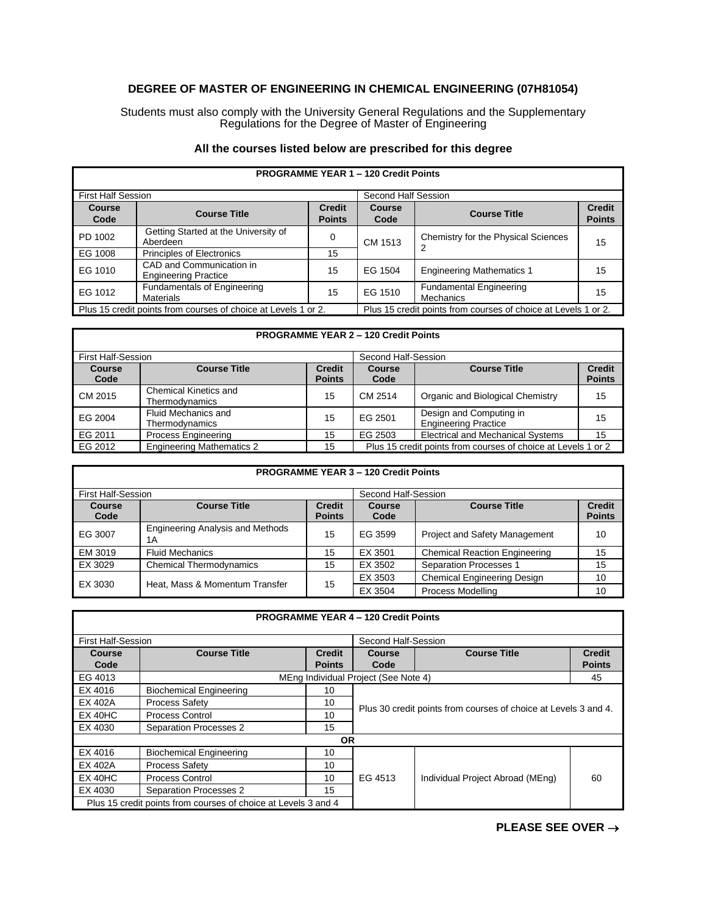# DEGREE OF MASTER OF ENGINEERING IN CHEMICAL ENGINEERING (07H81054)

Students must also comply with the University General Regulations and the Supplementary Regulations for the Degree of Master of Engineering

**All the courses listed below are prescribed for this degree**

| **PROGRAMME YEAR 1 – 120 Credit Points** | | | | | |
|---|---|---|---|---|---|
| First Half Session | | | Second Half Session | | |
| **Course Code** | **Course Title** | **Credit Points** | **Course Code** | **Course Title** | **Credit Points** |
| PD 1002 | Getting Started at the University of Aberdeen | 0 | CM 1513 | Chemistry for the Physical Sciences 2 | 15 |
| EG 1008 | Principles of Electronics | 15 | | | |
| EG 1010 | CAD and Communication in Engineering Practice | 15 | EG 1504 | Engineering Mathematics 1 | 15 |
| EG 1012 | Fundamentals of Engineering Materials | 15 | EG 1510 | Fundamental Engineering Mechanics | 15 |
| Plus 15 credit points from courses of choice at Levels 1 or 2. | | | Plus 15 credit points from courses of choice at Levels 1 or 2. | | |

| **PROGRAMME YEAR 2 – 120 Credit Points** | | | | | |
|---|---|---|---|---|---|
| First Half-Session | | | Second Half-Session | | |
| **Course Code** | **Course Title** | **Credit Points** | **Course Code** | **Course Title** | **Credit Points** |
| CM 2015 | Chemical Kinetics and Thermodynamics | 15 | CM 2514 | Organic and Biological Chemistry | 15 |
| EG 2004 | Fluid Mechanics and Thermodynamics | 15 | EG 2501 | Design and Computing in Engineering Practice | 15 |
| EG 2011 | Process Engineering | 15 | EG 2503 | Electrical and Mechanical Systems | 15 |
| EG 2012 | Engineering Mathematics 2 | 15 | Plus 15 credit points from courses of choice at Levels 1 or 2 | | |

| **PROGRAMME YEAR 3 – 120 Credit Points** | | | | | |
|---|---|---|---|---|---|
| First Half-Session | | | Second Half-Session | | |
| **Course Code** | **Course Title** | **Credit Points** | **Course Code** | **Course Title** | **Credit Points** |
| EG 3007 | Engineering Analysis and Methods 1A | 15 | EG 3599 | Project and Safety Management | 10 |
| EM 3019 | Fluid Mechanics | 15 | EX 3501 | Chemical Reaction Engineering | 15 |
| EX 3029 | Chemical Thermodynamics | 15 | EX 3502 | Separation Processes 1 | 15 |
| EX 3030 | Heat, Mass & Momentum Transfer | 15 | EX 3503 | Chemical Engineering Design | 10 |
| | | | EX 3504 | Process Modelling | 10 |

| **PROGRAMME YEAR 4 – 120 Credit Points** | | | | | |
|---|---|---|---|---|---|
| First Half-Session | | | Second Half-Session | | |
| **Course Code** | **Course Title** | **Credit Points** | **Course Code** | **Course Title** | **Credit Points** |
| EG 4013 | MEng Individual Project (See Note 4) | | | | 45 |
| EX 4016 | Biochemical Engineering | 10 | Plus 30 credit points from courses of choice at Levels 3 and 4. | | |
| EX 402A | Process Safety | 10 | | | |
| EX 40HC | Process Control | 10 | | | |
| EX 4030 | Separation Processes 2 | 15 | | | |
| **OR** | | | | | |
| EX 4016 | Biochemical Engineering | 10 | EG 4513 | Individual Project Abroad (MEng) | 60 |
| EX 402A | Process Safety | 10 | | | |
| EX 40HC | Process Control | 10 | | | |
| EX 4030 | Separation Processes 2 | 15 | | | |
| Plus 15 credit points from courses of choice at Levels 3 and 4 | | | | | |

**PLEASE SEE OVER →**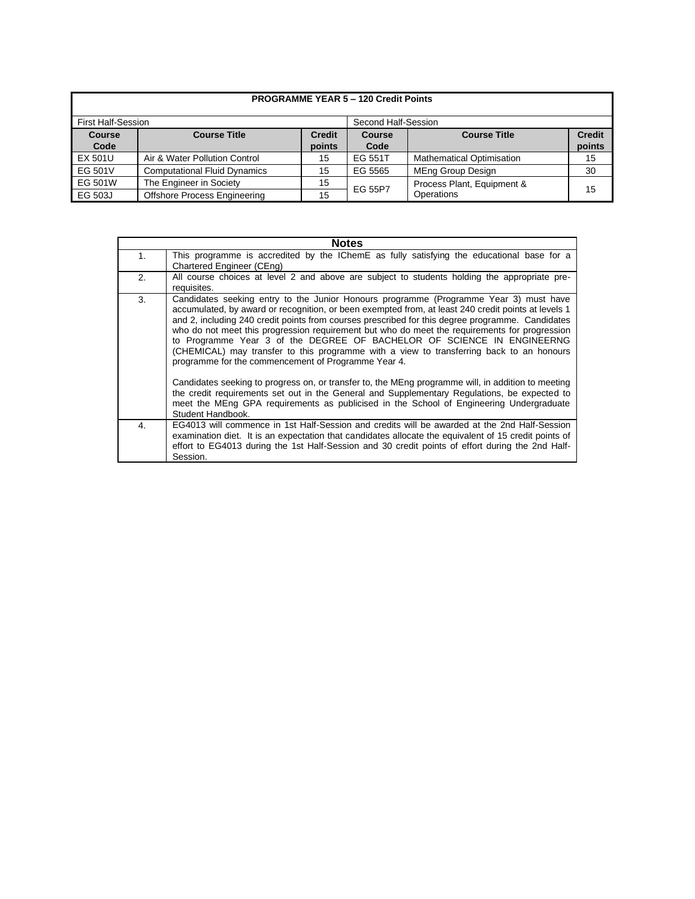| PROGRAMME YEAR 5 – 120 Credit Points | | | | | |
|---|---|---|---|---|---|
| First Half-Session | | | Second Half-Session | | |
| **Course Code** | **Course Title** | **Credit points** | **Course Code** | **Course Title** | **Credit points** |
| EX 501U | Air & Water Pollution Control | 15 | EG 551T | Mathematical Optimisation | 15 |
| EG 501V | Computational Fluid Dynamics | 15 | EG 5565 | MEng Group Design | 30 |
| EG 501W | The Engineer in Society | 15 | EG 55P7 | Process Plant, Equipment & Operations | 15 |
| EG 503J | Offshore Process Engineering | 15 | | | |

| | Notes |
|---|---|
| 1. | This programme is accredited by the IChemE as fully satisfying the educational base for a Chartered Engineer (CEng) |
| 2. | All course choices at level 2 and above are subject to students holding the appropriate pre-requisites. |
| 3. | Candidates seeking entry to the Junior Honours programme (Programme Year 3) must have accumulated, by award or recognition, or been exempted from, at least 240 credit points at levels 1 and 2, including 240 credit points from courses prescribed for this degree programme. Candidates who do not meet this progression requirement but who do meet the requirements for progression to Programme Year 3 of the DEGREE OF BACHELOR OF SCIENCE IN ENGINEERNG (CHEMICAL) may transfer to this programme with a view to transferring back to an honours programme for the commencement of Programme Year 4. <br><br> Candidates seeking to progress on, or transfer to, the MEng programme will, in addition to meeting the credit requirements set out in the General and Supplementary Regulations, be expected to meet the MEng GPA requirements as publicised in the School of Engineering Undergraduate Student Handbook. |
| 4. | EG4013 will commence in 1st Half-Session and credits will be awarded at the 2nd Half-Session examination diet. It is an expectation that candidates allocate the equivalent of 15 credit points of effort to EG4013 during the 1st Half-Session and 30 credit points of effort during the 2nd Half-Session. |